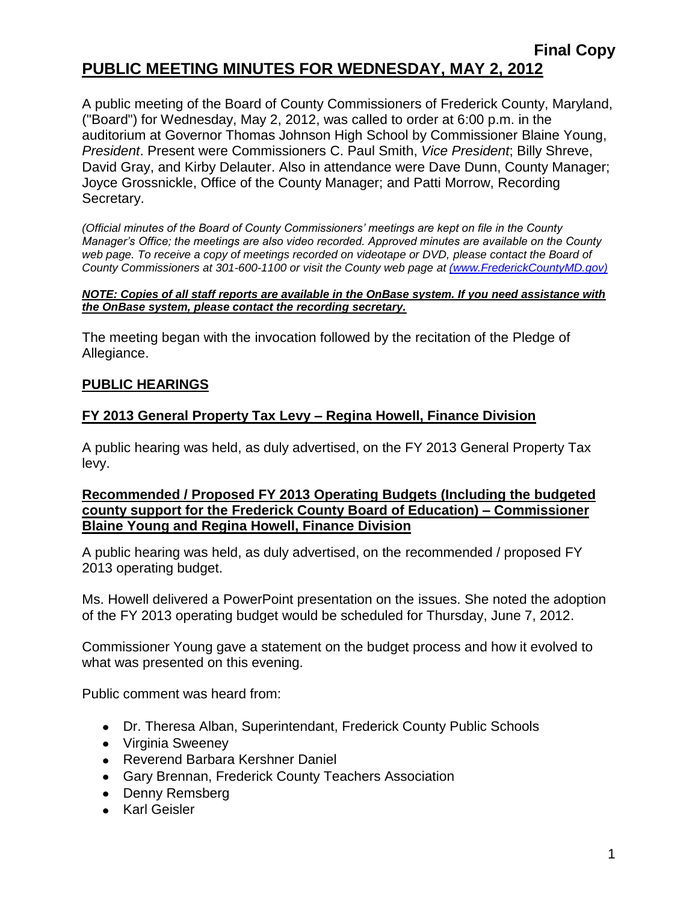**Final Copy**

# PUBLIC MEETING MINUTES FOR WEDNESDAY, MAY 2, 2012

A public meeting of the Board of County Commissioners of Frederick County, Maryland, ("Board") for Wednesday, May 2, 2012, was called to order at 6:00 p.m. in the auditorium at Governor Thomas Johnson High School by Commissioner Blaine Young, *President*. Present were Commissioners C. Paul Smith, *Vice President*; Billy Shreve, David Gray, and Kirby Delauter. Also in attendance were Dave Dunn, County Manager; Joyce Grossnickle, Office of the County Manager; and Patti Morrow, Recording Secretary.

*(Official minutes of the Board of County Commissioners' meetings are kept on file in the County Manager's Office; the meetings are also video recorded. Approved minutes are available on the County web page. To receive a copy of meetings recorded on videotape or DVD, please contact the Board of County Commissioners at 301-600-1100 or visit the County web page at (www.FrederickCountyMD.gov)*

***NOTE: Copies of all staff reports are available in the OnBase system. If you need assistance with the OnBase system, please contact the recording secretary.***

The meeting began with the invocation followed by the recitation of the Pledge of Allegiance.

## PUBLIC HEARINGS

### FY 2013 General Property Tax Levy – Regina Howell, Finance Division

A public hearing was held, as duly advertised, on the FY 2013 General Property Tax levy.

### Recommended / Proposed FY 2013 Operating Budgets (Including the budgeted county support for the Frederick County Board of Education) – Commissioner Blaine Young and Regina Howell, Finance Division

A public hearing was held, as duly advertised, on the recommended / proposed FY 2013 operating budget.

Ms. Howell delivered a PowerPoint presentation on the issues. She noted the adoption of the FY 2013 operating budget would be scheduled for Thursday, June 7, 2012.

Commissioner Young gave a statement on the budget process and how it evolved to what was presented on this evening.

Public comment was heard from:

- Dr. Theresa Alban, Superintendant, Frederick County Public Schools
- Virginia Sweeney
- Reverend Barbara Kershner Daniel
- Gary Brennan, Frederick County Teachers Association
- Denny Remsberg
- Karl Geisler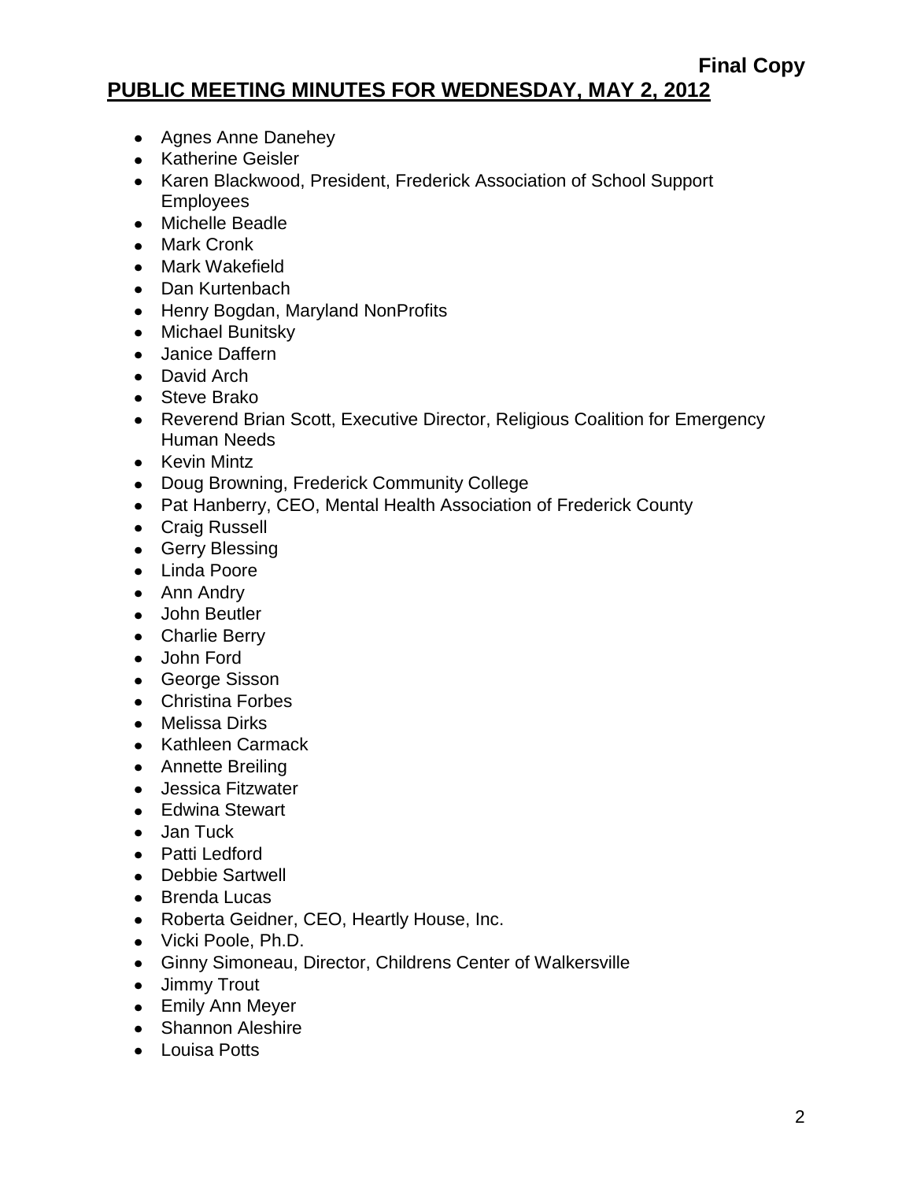**Final Copy**

**PUBLIC MEETING MINUTES FOR WEDNESDAY, MAY 2, 2012**

- Agnes Anne Danehey
- Katherine Geisler
- Karen Blackwood, President, Frederick Association of School Support Employees
- Michelle Beadle
- Mark Cronk
- Mark Wakefield
- Dan Kurtenbach
- Henry Bogdan, Maryland NonProfits
- Michael Bunitsky
- Janice Daffern
- David Arch
- Steve Brako
- Reverend Brian Scott, Executive Director, Religious Coalition for Emergency Human Needs
- Kevin Mintz
- Doug Browning, Frederick Community College
- Pat Hanberry, CEO, Mental Health Association of Frederick County
- Craig Russell
- Gerry Blessing
- Linda Poore
- Ann Andry
- John Beutler
- Charlie Berry
- John Ford
- George Sisson
- Christina Forbes
- Melissa Dirks
- Kathleen Carmack
- Annette Breiling
- Jessica Fitzwater
- Edwina Stewart
- Jan Tuck
- Patti Ledford
- Debbie Sartwell
- Brenda Lucas
- Roberta Geidner, CEO, Heartly House, Inc.
- Vicki Poole, Ph.D.
- Ginny Simoneau, Director, Childrens Center of Walkersville
- Jimmy Trout
- Emily Ann Meyer
- Shannon Aleshire
- Louisa Potts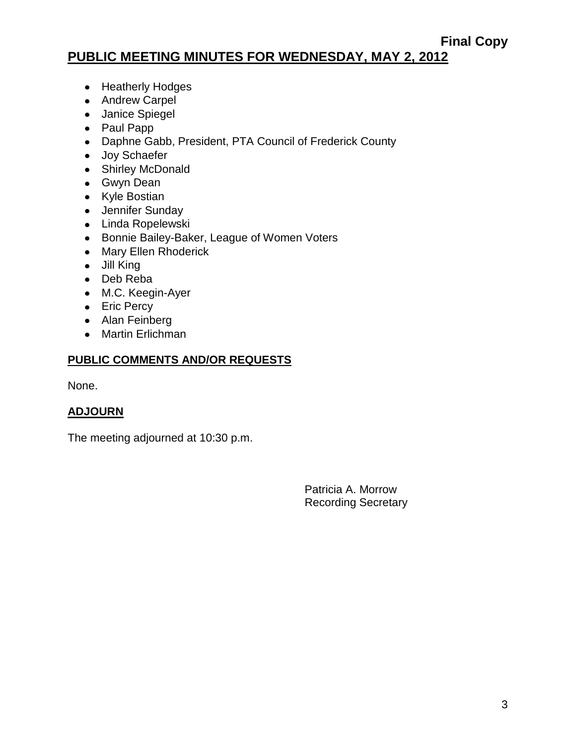**Final Copy**

**PUBLIC MEETING MINUTES FOR WEDNESDAY, MAY 2, 2012**

- Heatherly Hodges
- Andrew Carpel
- Janice Spiegel
- Paul Papp
- Daphne Gabb, President, PTA Council of Frederick County
- Joy Schaefer
- Shirley McDonald
- Gwyn Dean
- Kyle Bostian
- Jennifer Sunday
- Linda Ropelewski
- Bonnie Bailey-Baker, League of Women Voters
- Mary Ellen Rhoderick
- Jill King
- Deb Reba
- M.C. Keegin-Ayer
- Eric Percy
- Alan Feinberg
- Martin Erlichman

**PUBLIC COMMENTS AND/OR REQUESTS**

None.

**ADJOURN**

The meeting adjourned at 10:30 p.m.

Patricia A. Morrow
Recording Secretary